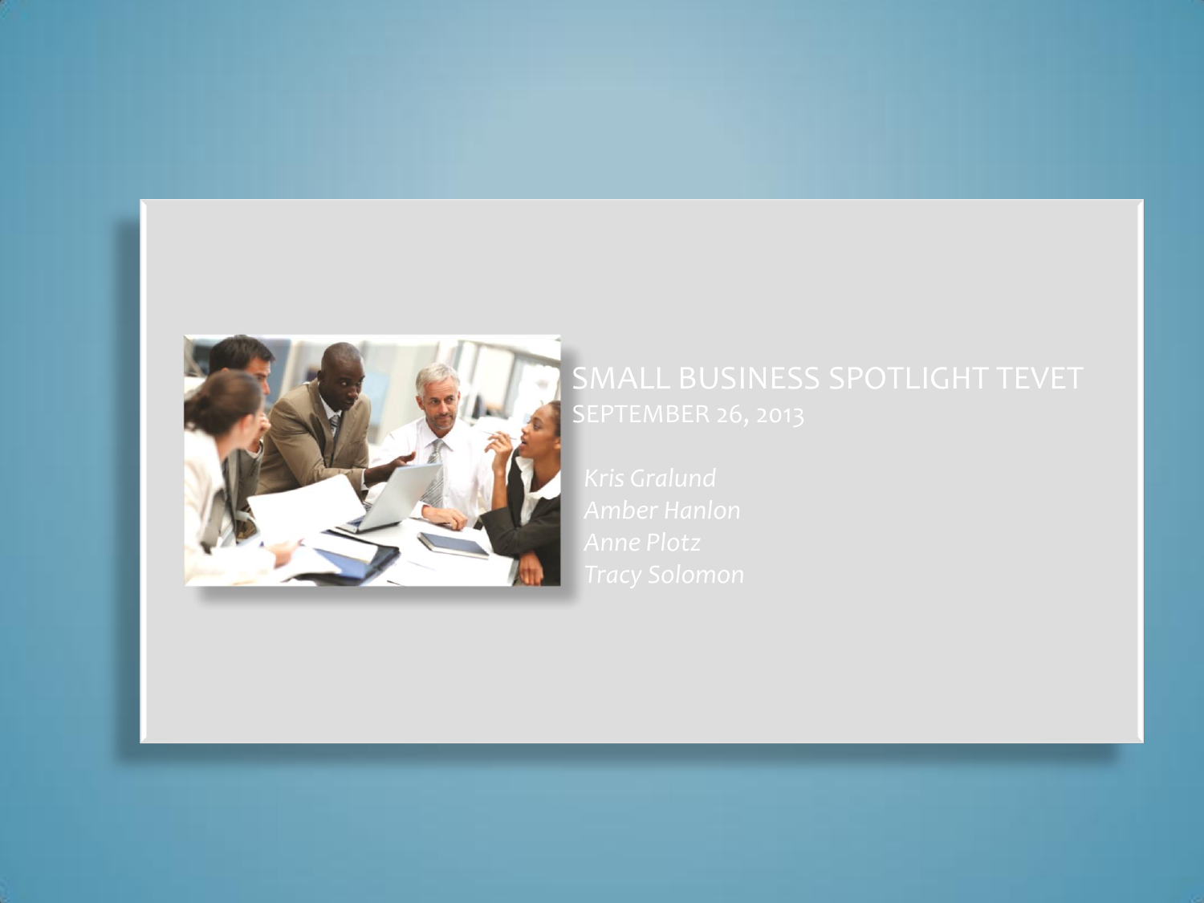# SMALL BUSINESS SPOTLIGHT TEVET

SEPTEMBER 26, 2013

*Kris Gralund*
*Amber Hanlon*
*Anne Plotz*
*Tracy Solomon*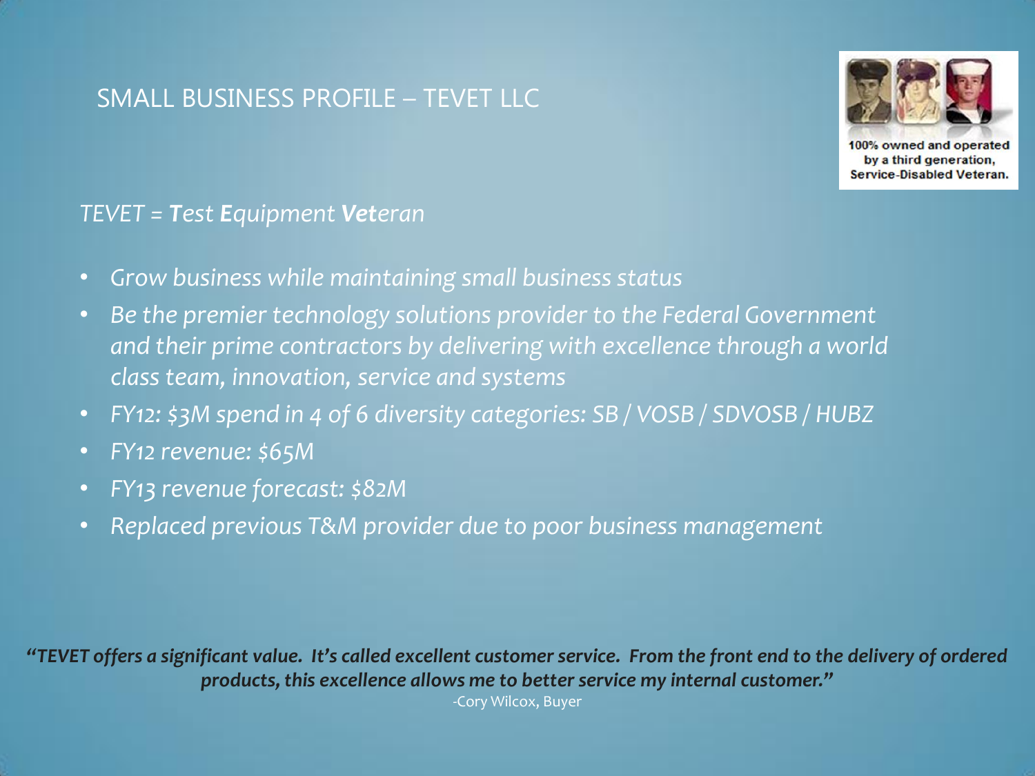# SMALL BUSINESS PROFILE – TEVET LLC

100% owned and operated by a third generation, Service-Disabled Veteran.

*TEVET = **T**est **E**quipment **Vet**eran*

- *Grow business while maintaining small business status*
- *Be the premier technology solutions provider to the Federal Government and their prime contractors by delivering with excellence through a world class team, innovation, service and systems*
- *FY12: $3M spend in 4 of 6 diversity categories: SB / VOSB / SDVOSB / HUBZ*
- *FY12 revenue: $65M*
- *FY13 revenue forecast: $82M*
- *Replaced previous T&M provider due to poor business management*

***"TEVET offers a significant value. It's called excellent customer service. From the front end to the delivery of ordered products, this excellence allows me to better service my internal customer."***

-Cory Wilcox, Buyer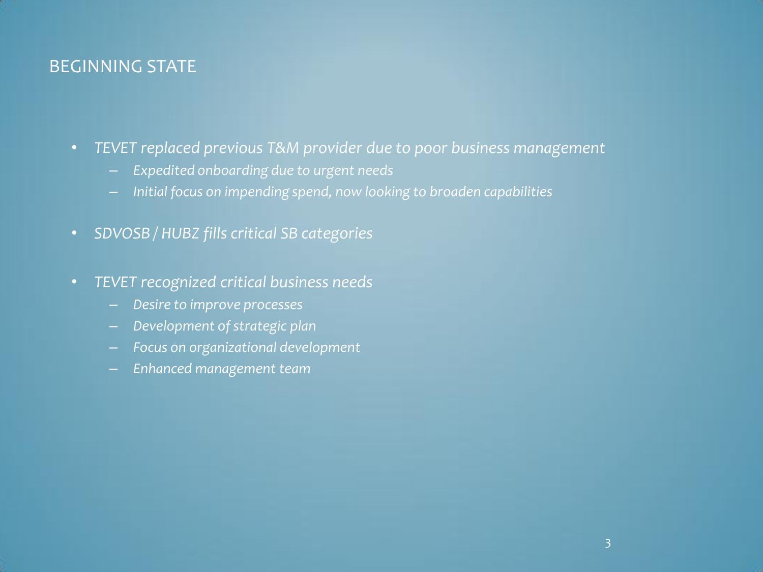## BEGINNING STATE

- *TEVET replaced previous T&M provider due to poor business management*
  - *Expedited onboarding due to urgent needs*
  - *Initial focus on impending spend, now looking to broaden capabilities*
- *SDVOSB / HUBZ fills critical SB categories*
- *TEVET recognized critical business needs*
  - *Desire to improve processes*
  - *Development of strategic plan*
  - *Focus on organizational development*
  - *Enhanced management team*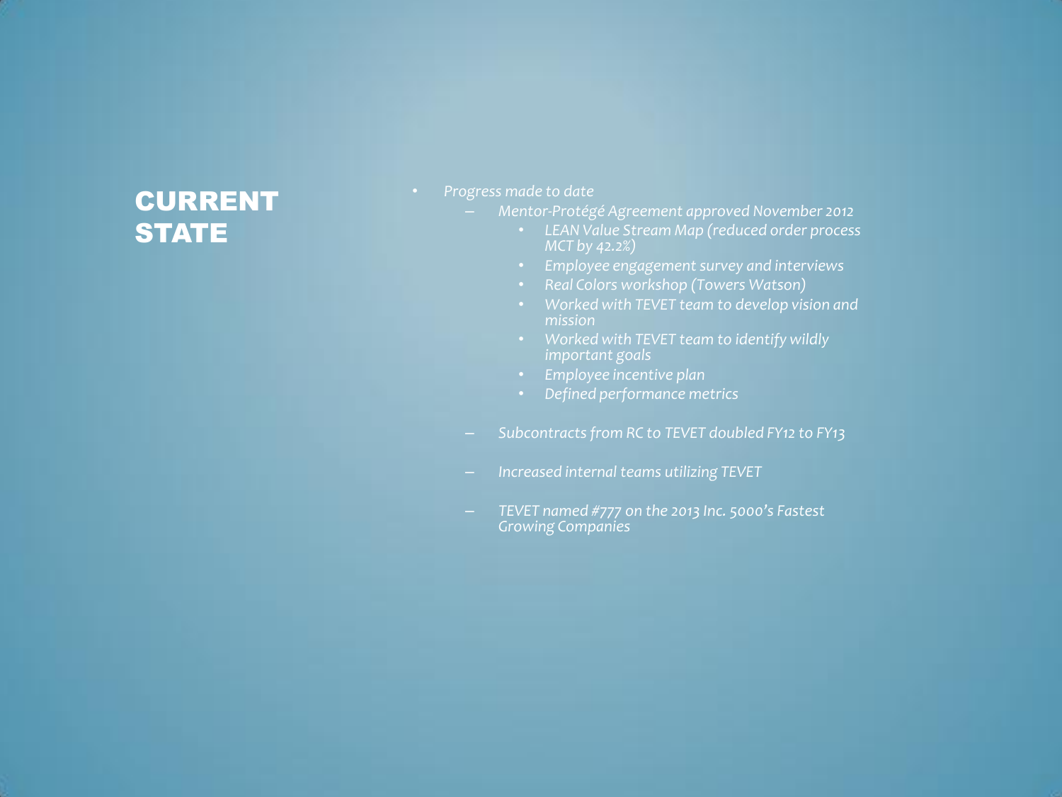# CURRENT STATE

- *Progress made to date*
  - *Mentor-Protégé Agreement approved November 2012*
    - *LEAN Value Stream Map (reduced order process MCT by 42.2%)*
    - *Employee engagement survey and interviews*
    - *Real Colors workshop (Towers Watson)*
    - *Worked with TEVET team to develop vision and mission*
    - *Worked with TEVET team to identify wildly important goals*
    - *Employee incentive plan*
    - *Defined performance metrics*
  - *Subcontracts from RC to TEVET doubled FY12 to FY13*
  - *Increased internal teams utilizing TEVET*
  - *TEVET named #777 on the 2013 Inc. 5000's Fastest Growing Companies*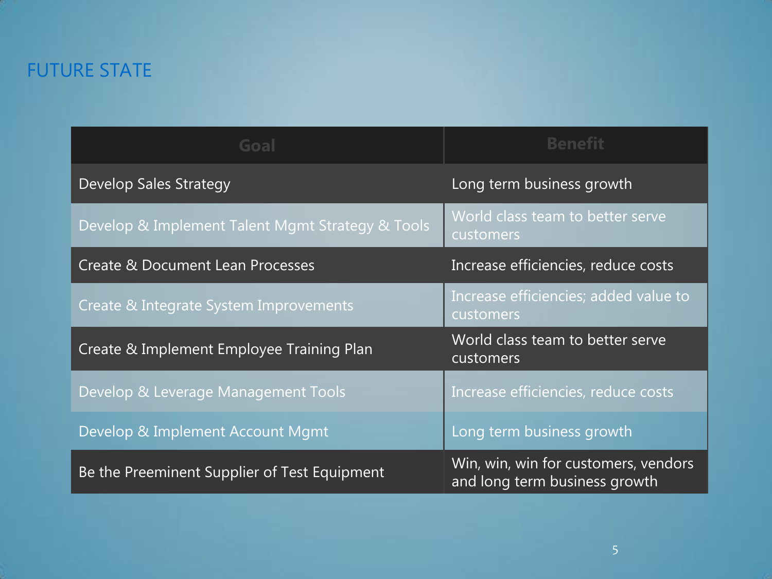## FUTURE STATE

| Goal | Benefit |
|---|---|
| Develop Sales Strategy | Long term business growth |
| Develop & Implement Talent Mgmt Strategy & Tools | World class team to better serve customers |
| Create & Document Lean Processes | Increase efficiencies, reduce costs |
| Create & Integrate System Improvements | Increase efficiencies; added value to customers |
| Create & Implement Employee Training Plan | World class team to better serve customers |
| Develop & Leverage Management Tools | Increase efficiencies, reduce costs |
| Develop & Implement Account Mgmt | Long term business growth |
| Be the Preeminent Supplier of Test Equipment | Win, win, win for customers, vendors and long term business growth |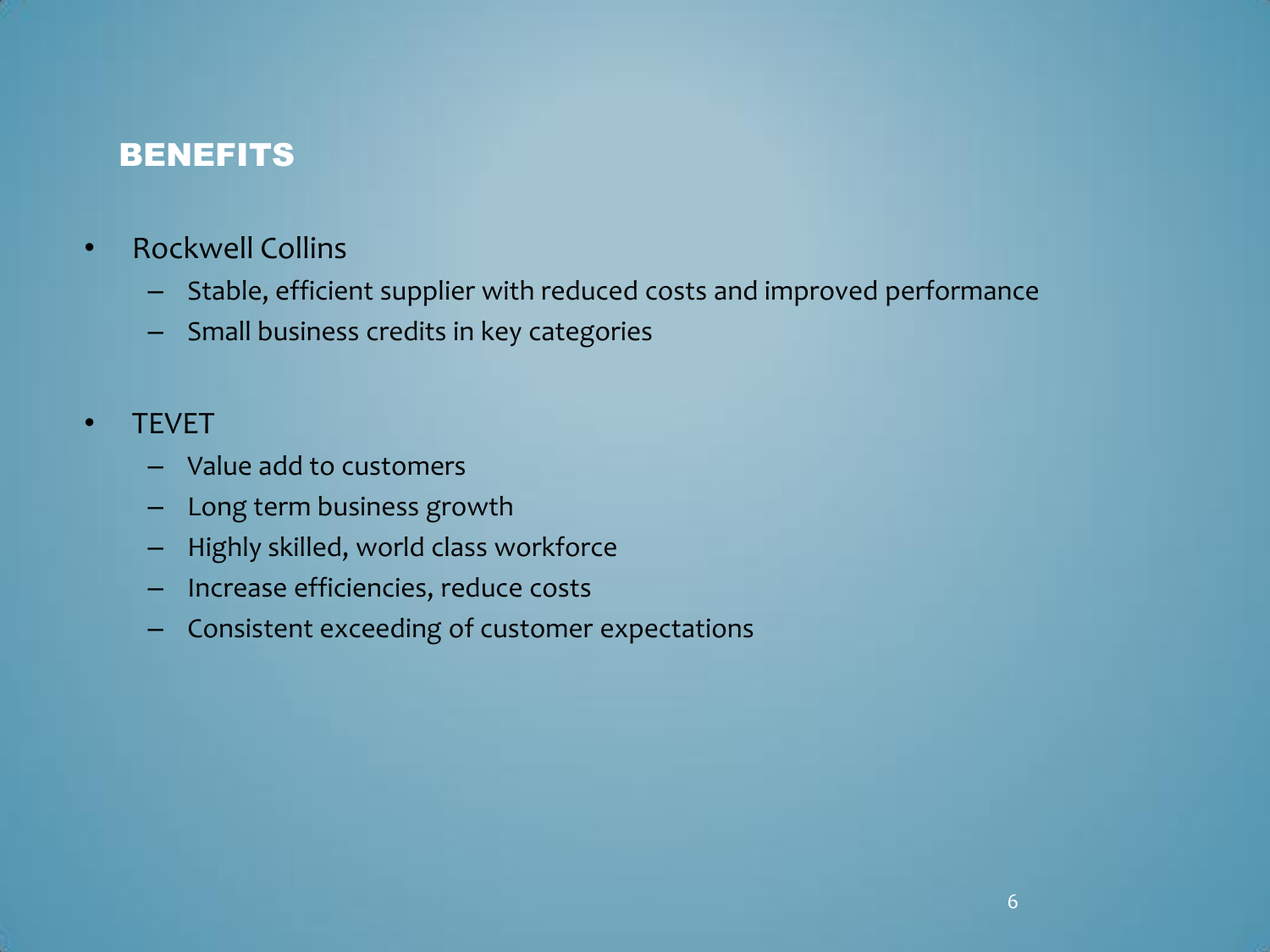## BENEFITS

- Rockwell Collins
  - Stable, efficient supplier with reduced costs and improved performance
  - Small business credits in key categories

- TEVET
  - Value add to customers
  - Long term business growth
  - Highly skilled, world class workforce
  - Increase efficiencies, reduce costs
  - Consistent exceeding of customer expectations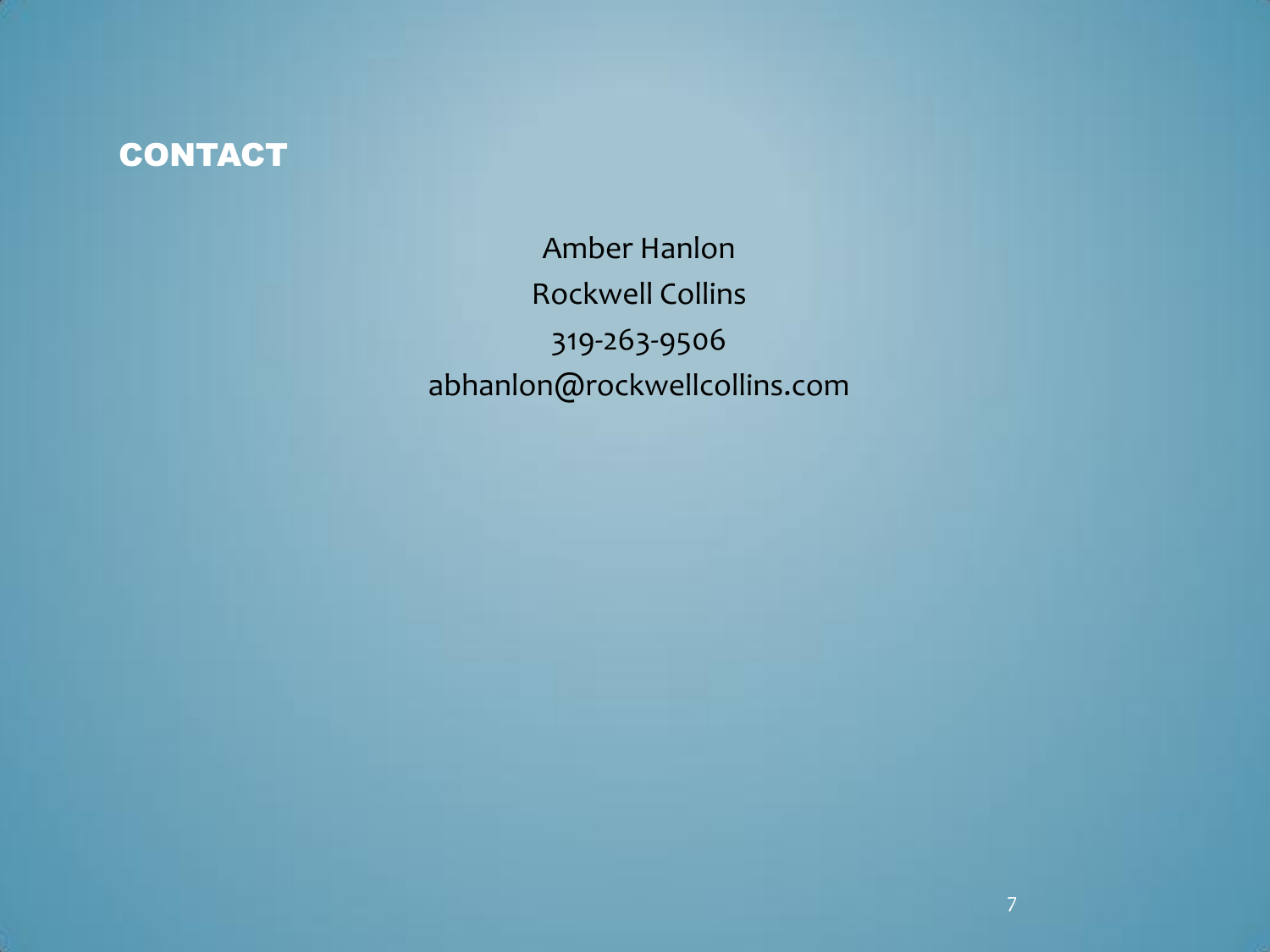# CONTACT

Amber Hanlon

Rockwell Collins

319-263-9506

abhanlon@rockwellcollins.com